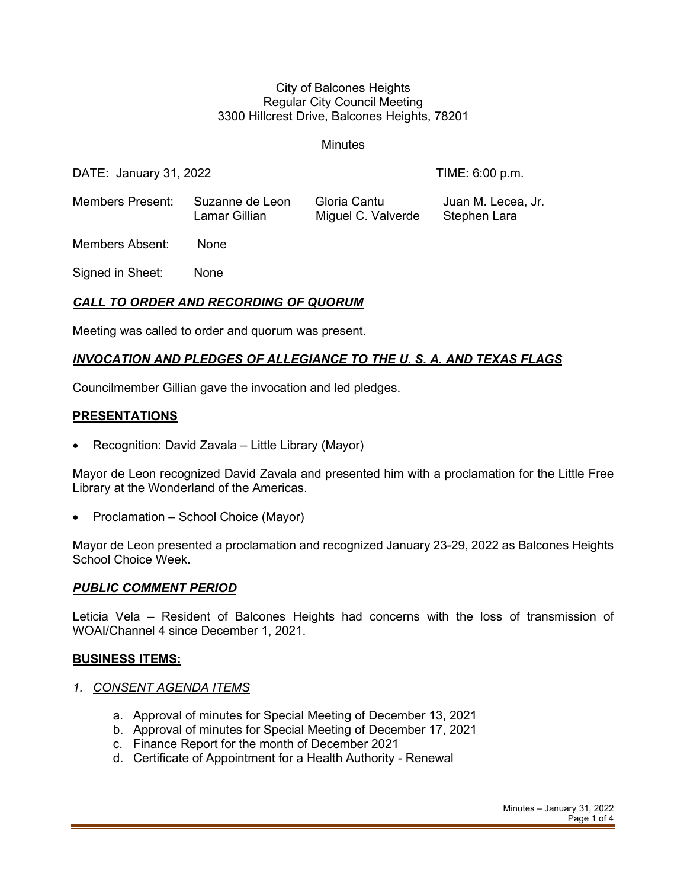City of Balcones Heights
Regular City Council Meeting
3300 Hillcrest Drive, Balcones Heights, 78201

Minutes

DATE: January 31, 2022 TIME: 6:00 p.m.

| Members Present: | Suzanne de Leon | Gloria Cantu | Juan M. Lecea, Jr. |
|---|---|---|---|
| | Lamar Gillian | Miguel C. Valverde | Stephen Lara |

Members Absent: None

Signed in Sheet: None

## ***CALL TO ORDER AND RECORDING OF QUORUM***

Meeting was called to order and quorum was present.

## ***INVOCATION AND PLEDGES OF ALLEGIANCE TO THE U. S. A. AND TEXAS FLAGS***

Councilmember Gillian gave the invocation and led pledges.

## **PRESENTATIONS**

- Recognition: David Zavala – Little Library (Mayor)

Mayor de Leon recognized David Zavala and presented him with a proclamation for the Little Free Library at the Wonderland of the Americas.

- Proclamation – School Choice (Mayor)

Mayor de Leon presented a proclamation and recognized January 23-29, 2022 as Balcones Heights School Choice Week.

## ***PUBLIC COMMENT PERIOD***

Leticia Vela – Resident of Balcones Heights had concerns with the loss of transmission of WOAI/Channel 4 since December 1, 2021.

## **BUSINESS ITEMS:**

1. *CONSENT AGENDA ITEMS*

   a. Approval of minutes for Special Meeting of December 13, 2021
   b. Approval of minutes for Special Meeting of December 17, 2021
   c. Finance Report for the month of December 2021
   d. Certificate of Appointment for a Health Authority - Renewal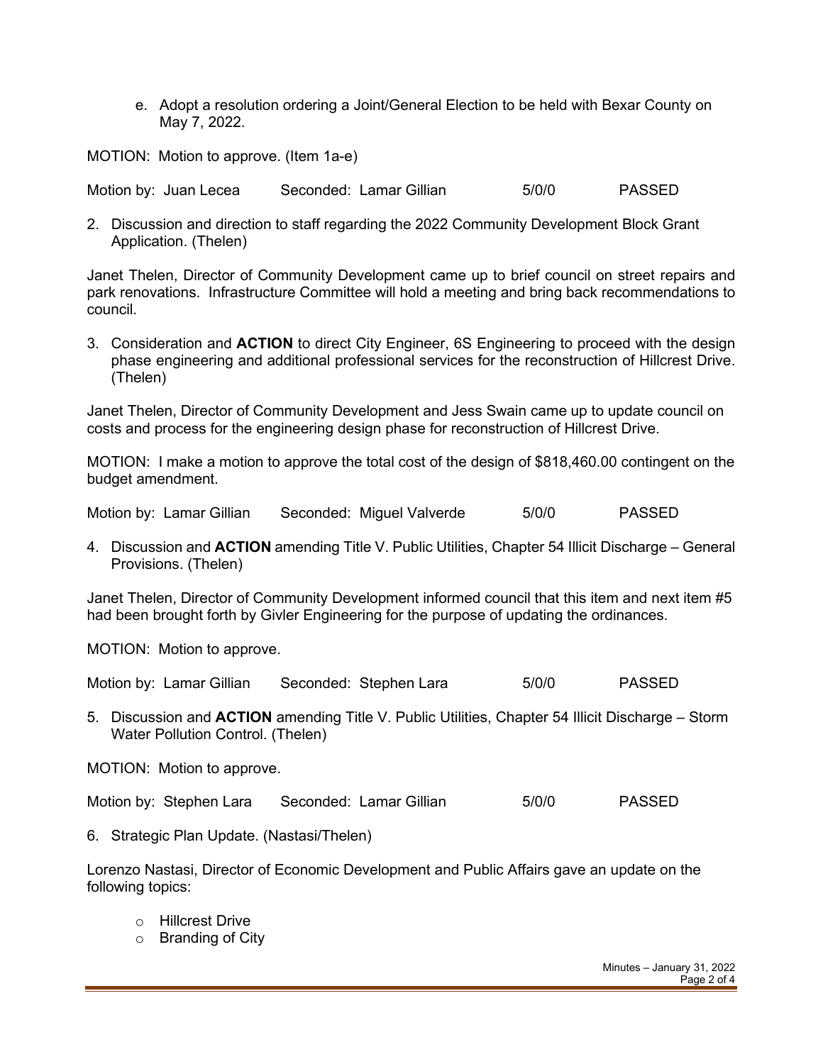e. Adopt a resolution ordering a Joint/General Election to be held with Bexar County on May 7, 2022.

MOTION: Motion to approve. (Item 1a-e)

Motion by: Juan Lecea Seconded: Lamar Gillian 5/0/0 PASSED

2. Discussion and direction to staff regarding the 2022 Community Development Block Grant Application. (Thelen)

Janet Thelen, Director of Community Development came up to brief council on street repairs and park renovations. Infrastructure Committee will hold a meeting and bring back recommendations to council.

3. Consideration and **ACTION** to direct City Engineer, 6S Engineering to proceed with the design phase engineering and additional professional services for the reconstruction of Hillcrest Drive. (Thelen)

Janet Thelen, Director of Community Development and Jess Swain came up to update council on costs and process for the engineering design phase for reconstruction of Hillcrest Drive.

MOTION: I make a motion to approve the total cost of the design of $818,460.00 contingent on the budget amendment.

Motion by: Lamar Gillian Seconded: Miguel Valverde 5/0/0 PASSED

4. Discussion and **ACTION** amending Title V. Public Utilities, Chapter 54 Illicit Discharge – General Provisions. (Thelen)

Janet Thelen, Director of Community Development informed council that this item and next item #5 had been brought forth by Givler Engineering for the purpose of updating the ordinances.

MOTION: Motion to approve.

Motion by: Lamar Gillian Seconded: Stephen Lara 5/0/0 PASSED

5. Discussion and **ACTION** amending Title V. Public Utilities, Chapter 54 Illicit Discharge – Storm Water Pollution Control. (Thelen)

MOTION: Motion to approve.

Motion by: Stephen Lara Seconded: Lamar Gillian 5/0/0 PASSED

6. Strategic Plan Update. (Nastasi/Thelen)

Lorenzo Nastasi, Director of Economic Development and Public Affairs gave an update on the following topics:

- Hillcrest Drive
- Branding of City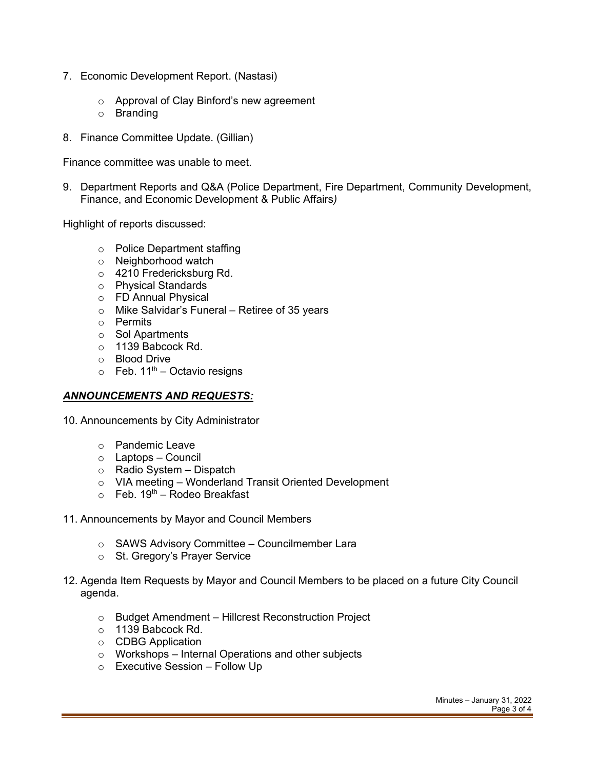7. Economic Development Report. (Nastasi)

   - Approval of Clay Binford's new agreement
   - Branding

8. Finance Committee Update. (Gillian)

Finance committee was unable to meet.

9. Department Reports and Q&A (Police Department, Fire Department, Community Development, Finance, and Economic Development & Public Affairs*)*

Highlight of reports discussed:

- Police Department staffing
- Neighborhood watch
- 4210 Fredericksburg Rd.
- Physical Standards
- FD Annual Physical
- Mike Salvidar's Funeral – Retiree of 35 years
- Permits
- Sol Apartments
- 1139 Babcock Rd.
- Blood Drive
- Feb. 11th – Octavio resigns

## ***ANNOUNCEMENTS AND REQUESTS:***

10. Announcements by City Administrator

    - Pandemic Leave
    - Laptops – Council
    - Radio System – Dispatch
    - VIA meeting – Wonderland Transit Oriented Development
    - Feb. 19th – Rodeo Breakfast

11. Announcements by Mayor and Council Members

    - SAWS Advisory Committee – Councilmember Lara
    - St. Gregory's Prayer Service

12. Agenda Item Requests by Mayor and Council Members to be placed on a future City Council agenda.

    - Budget Amendment – Hillcrest Reconstruction Project
    - 1139 Babcock Rd.
    - CDBG Application
    - Workshops – Internal Operations and other subjects
    - Executive Session – Follow Up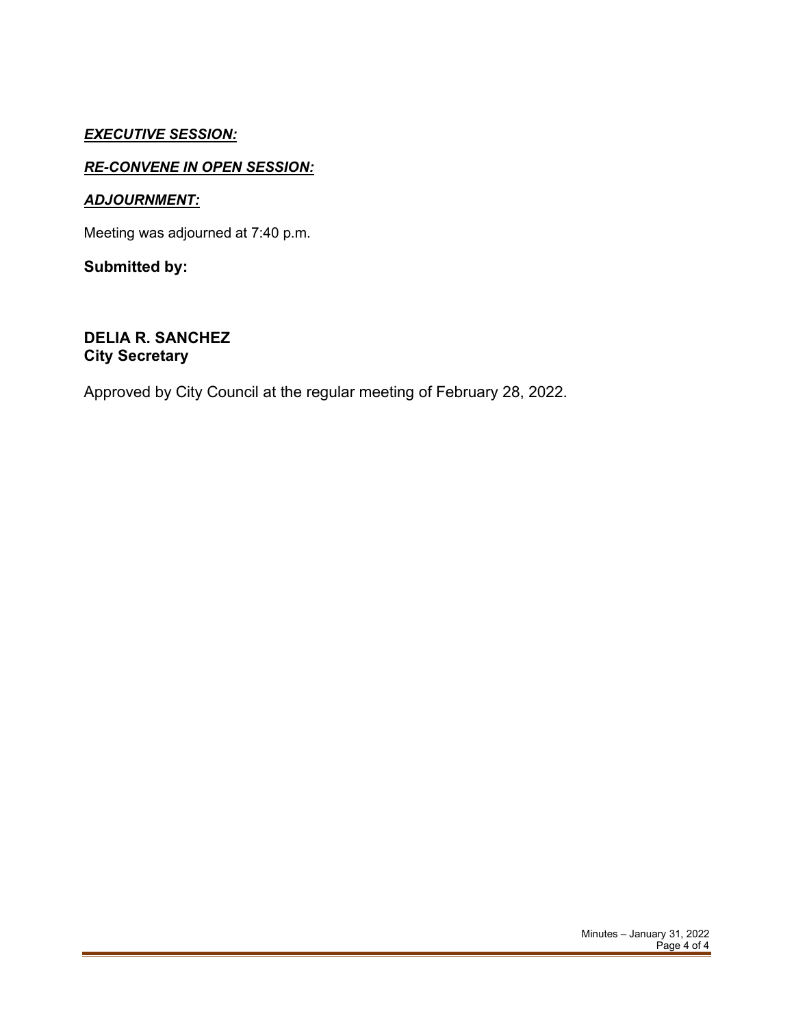***EXECUTIVE SESSION:***

***RE-CONVENE IN OPEN SESSION:***

***ADJOURNMENT:***

Meeting was adjourned at 7:40 p.m.

**Submitted by:**

**DELIA R. SANCHEZ**
**City Secretary**

Approved by City Council at the regular meeting of February 28, 2022.